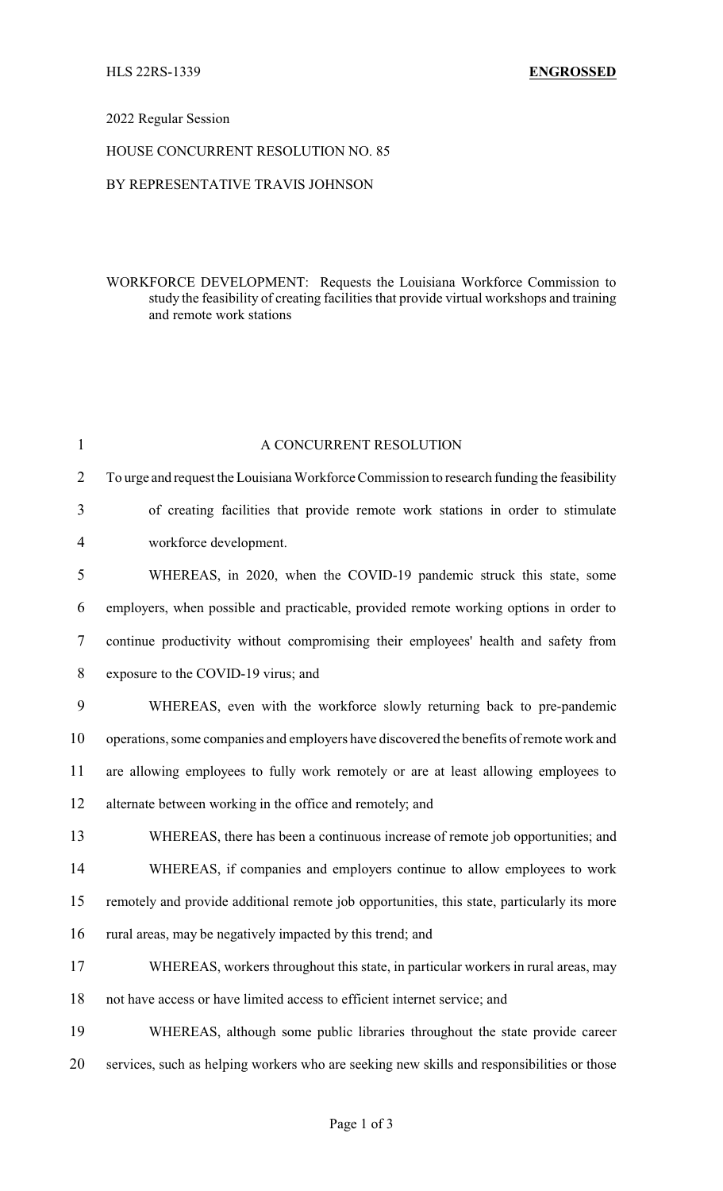HLS 22RS-1339 **ENGROSSED**

2022 Regular Session

HOUSE CONCURRENT RESOLUTION NO. 85

BY REPRESENTATIVE TRAVIS JOHNSON

WORKFORCE DEVELOPMENT: Requests the Louisiana Workforce Commission to study the feasibility of creating facilities that provide virtual workshops and training and remote work stations

A CONCURRENT RESOLUTION

To urge and request the Louisiana Workforce Commission to research funding the feasibility of creating facilities that provide remote work stations in order to stimulate workforce development.

WHEREAS, in 2020, when the COVID-19 pandemic struck this state, some employers, when possible and practicable, provided remote working options in order to continue productivity without compromising their employees' health and safety from exposure to the COVID-19 virus; and

WHEREAS, even with the workforce slowly returning back to pre-pandemic operations, some companies and employers have discovered the benefits of remote work and are allowing employees to fully work remotely or are at least allowing employees to alternate between working in the office and remotely; and

WHEREAS, there has been a continuous increase of remote job opportunities; and

WHEREAS, if companies and employers continue to allow employees to work remotely and provide additional remote job opportunities, this state, particularly its more rural areas, may be negatively impacted by this trend; and

WHEREAS, workers throughout this state, in particular workers in rural areas, may not have access or have limited access to efficient internet service; and

WHEREAS, although some public libraries throughout the state provide career services, such as helping workers who are seeking new skills and responsibilities or those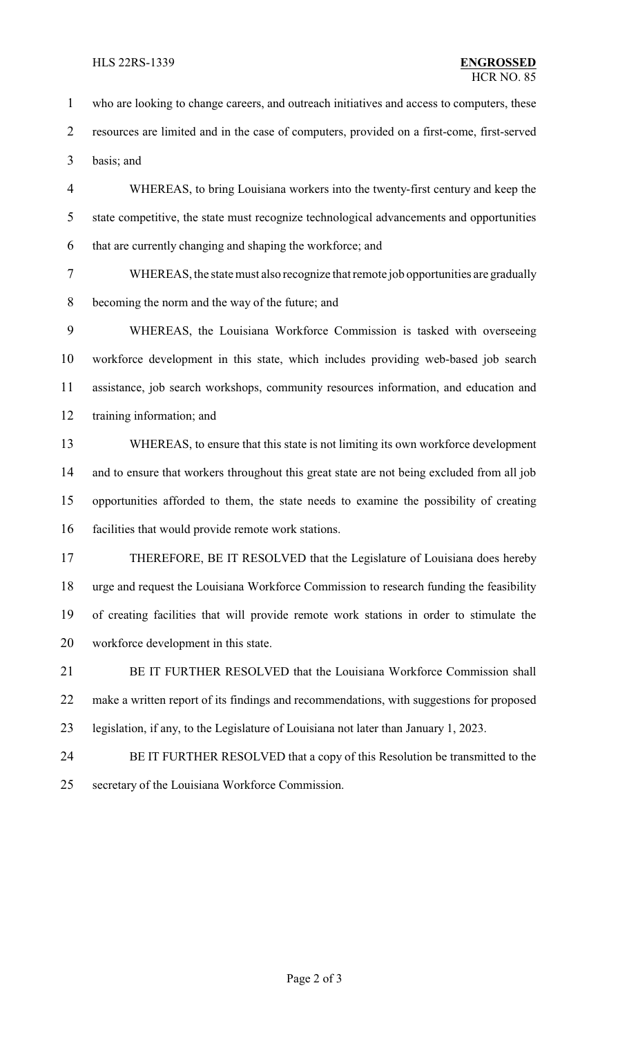who are looking to change careers, and outreach initiatives and access to computers, these resources are limited and in the case of computers, provided on a first-come, first-served basis; and

WHEREAS, to bring Louisiana workers into the twenty-first century and keep the state competitive, the state must recognize technological advancements and opportunities that are currently changing and shaping the workforce; and

WHEREAS, the state must also recognize that remote job opportunities are gradually becoming the norm and the way of the future; and

WHEREAS, the Louisiana Workforce Commission is tasked with overseeing workforce development in this state, which includes providing web-based job search assistance, job search workshops, community resources information, and education and training information; and

WHEREAS, to ensure that this state is not limiting its own workforce development and to ensure that workers throughout this great state are not being excluded from all job opportunities afforded to them, the state needs to examine the possibility of creating facilities that would provide remote work stations.

THEREFORE, BE IT RESOLVED that the Legislature of Louisiana does hereby urge and request the Louisiana Workforce Commission to research funding the feasibility of creating facilities that will provide remote work stations in order to stimulate the workforce development in this state.

BE IT FURTHER RESOLVED that the Louisiana Workforce Commission shall make a written report of its findings and recommendations, with suggestions for proposed legislation, if any, to the Legislature of Louisiana not later than January 1, 2023.

BE IT FURTHER RESOLVED that a copy of this Resolution be transmitted to the secretary of the Louisiana Workforce Commission.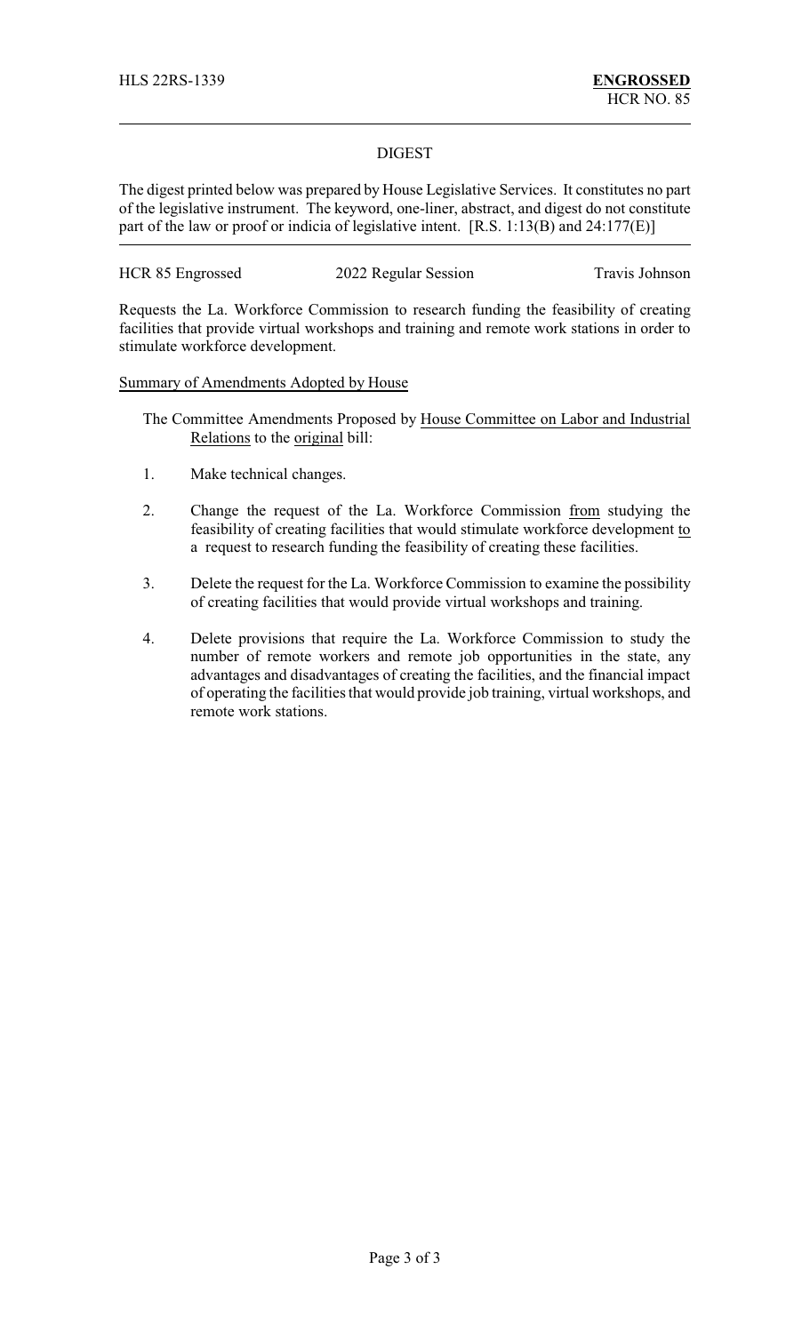HLS 22RS-1339 **ENGROSSED**
HCR NO. 85

DIGEST

The digest printed below was prepared by House Legislative Services. It constitutes no part of the legislative instrument. The keyword, one-liner, abstract, and digest do not constitute part of the law or proof or indicia of legislative intent. [R.S. 1:13(B) and 24:177(E)]

HCR 85 Engrossed 2022 Regular Session Travis Johnson

Requests the La. Workforce Commission to research funding the feasibility of creating facilities that provide virtual workshops and training and remote work stations in order to stimulate workforce development.

Summary of Amendments Adopted by House

The Committee Amendments Proposed by House Committee on Labor and Industrial Relations to the original bill:

1. Make technical changes.
2. Change the request of the La. Workforce Commission from studying the feasibility of creating facilities that would stimulate workforce development to a request to research funding the feasibility of creating these facilities.
3. Delete the request for the La. Workforce Commission to examine the possibility of creating facilities that would provide virtual workshops and training.
4. Delete provisions that require the La. Workforce Commission to study the number of remote workers and remote job opportunities in the state, any advantages and disadvantages of creating the facilities, and the financial impact of operating the facilities that would provide job training, virtual workshops, and remote work stations.